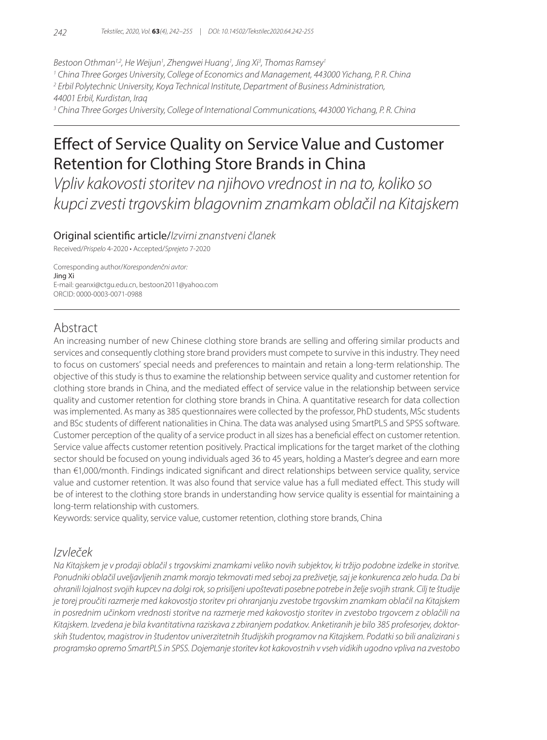Bestoon Othman[1,2], He Weijun[1], Zhengwei Huang[1], Jing Xi[3], Thomas Ramsey[1]

[1] China Three Gorges University, College of Economics and Management, 443000 Yichang, P. R. China

[2] Erbil Polytechnic University, Koya Technical Institute, Department of Business Administration, 44001 Erbil, Kurdistan, Iraq

[3] China Three Gorges University, College of International Communications, 443000 Yichang, P. R. China

# Effect of Service Quality on Service Value and Customer Retention for Clothing Store Brands in China

*Vpliv kakovosti storitev na njihovo vrednost in na to, koliko so kupci zvesti trgovskim blagovnim znamkam oblačil na Kitajskem*

Original scientific article/*Izvirni znanstveni članek*

Received/*Prispelo* 4-2020 • Accepted/*Sprejeto* 7-2020

Corresponding author/*Korespondenčni avtor:*
Jing Xi
E-mail: geanxi@ctgu.edu.cn, bestoon2011@yahoo.com
ORCID: 0000-0003-0071-0988

## Abstract

An increasing number of new Chinese clothing store brands are selling and offering similar products and services and consequently clothing store brand providers must compete to survive in this industry. They need to focus on customers' special needs and preferences to maintain and retain a long-term relationship. The objective of this study is thus to examine the relationship between service quality and customer retention for clothing store brands in China, and the mediated effect of service value in the relationship between service quality and customer retention for clothing store brands in China. A quantitative research for data collection was implemented. As many as 385 questionnaires were collected by the professor, PhD students, MSc students and BSc students of different nationalities in China. The data was analysed using SmartPLS and SPSS software. Customer perception of the quality of a service product in all sizes has a beneficial effect on customer retention. Service value affects customer retention positively. Practical implications for the target market of the clothing sector should be focused on young individuals aged 36 to 45 years, holding a Master's degree and earn more than €1,000/month. Findings indicated significant and direct relationships between service quality, service value and customer retention. It was also found that service value has a full mediated effect. This study will be of interest to the clothing store brands in understanding how service quality is essential for maintaining a long-term relationship with customers.

Keywords: service quality, service value, customer retention, clothing store brands, China

## *Izvleček*

*Na Kitajskem je v prodaji oblačil s trgovskimi znamkami veliko novih subjektov, ki tržijo podobne izdelke in storitve. Ponudniki oblačil uveljavljenih znamk morajo tekmovati med seboj za preživetje, saj je konkurenca zelo huda. Da bi ohranili lojalnost svojih kupcev na dolgi rok, so prisiljeni upoštevati posebne potrebe in želje svojih strank. Cilj te študije je torej proučiti razmerje med kakovostjo storitev pri ohranjanju zvestobe trgovskim znamkam oblačil na Kitajskem in posrednim učinkom vrednosti storitve na razmerje med kakovostjo storitev in zvestobo trgovcem z oblačili na Kitajskem. Izvedena je bila kvantitativna raziskava z zbiranjem podatkov. Anketiranih je bilo 385 profesorjev, doktorskih študentov, magistrov in študentov univerzitetnih študijskih programov na Kitajskem. Podatki so bili analizirani s programsko opremo SmartPLS in SPSS. Dojemanje storitev kot kakovostnih v vseh vidikih ugodno vpliva na zvestobo*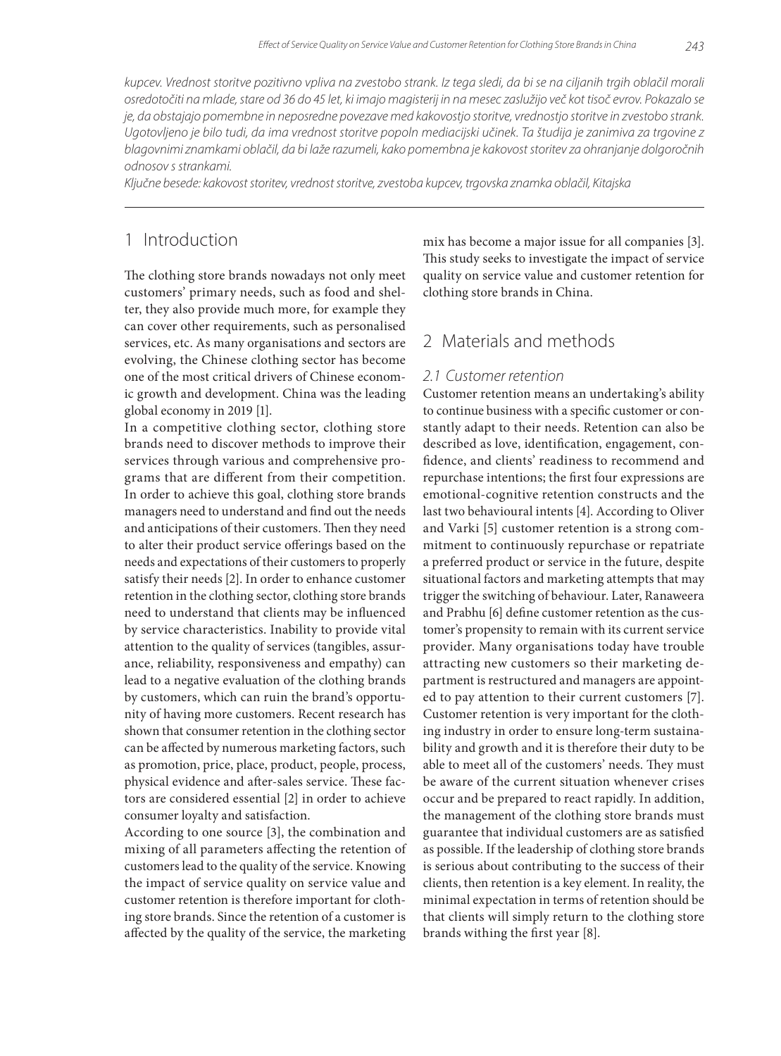*kupcev. Vrednost storitve pozitivno vpliva na zvestobo strank. Iz tega sledi, da bi se na ciljanih trgih oblačil morali osredotočiti na mlade, stare od 36 do 45 let, ki imajo magisterij in na mesec zaslužijo več kot tisoč evrov. Pokazalo se je, da obstajajo pomembne in neposredne povezave med kakovostjo storitve, vrednostjo storitve in zvestobo strank. Ugotovljeno je bilo tudi, da ima vrednost storitve popoln mediacijski učinek. Ta študija je zanimiva za trgovine z blagovnimi znamkami oblačil, da bi laže razumeli, kako pomembna je kakovost storitev za ohranjanje dolgoročnih odnosov s strankami.*

*Ključne besede: kakovost storitev, vrednost storitve, zvestoba kupcev, trgovska znamka oblačil, Kitajska*

## 1 Introduction

The clothing store brands nowadays not only meet customers' primary needs, such as food and shelter, they also provide much more, for example they can cover other requirements, such as personalised services, etc. As many organisations and sectors are evolving, the Chinese clothing sector has become one of the most critical drivers of Chinese economic growth and development. China was the leading global economy in 2019 [1].

In a competitive clothing sector, clothing store brands need to discover methods to improve their services through various and comprehensive programs that are different from their competition. In order to achieve this goal, clothing store brands managers need to understand and find out the needs and anticipations of their customers. Then they need to alter their product service offerings based on the needs and expectations of their customers to properly satisfy their needs [2]. In order to enhance customer retention in the clothing sector, clothing store brands need to understand that clients may be influenced by service characteristics. Inability to provide vital attention to the quality of services (tangibles, assurance, reliability, responsiveness and empathy) can lead to a negative evaluation of the clothing brands by customers, which can ruin the brand's opportunity of having more customers. Recent research has shown that consumer retention in the clothing sector can be affected by numerous marketing factors, such as promotion, price, place, product, people, process, physical evidence and after-sales service. These factors are considered essential [2] in order to achieve consumer loyalty and satisfaction.

According to one source [3], the combination and mixing of all parameters affecting the retention of customers lead to the quality of the service. Knowing the impact of service quality on service value and customer retention is therefore important for clothing store brands. Since the retention of a customer is affected by the quality of the service, the marketing mix has become a major issue for all companies [3]. This study seeks to investigate the impact of service quality on service value and customer retention for clothing store brands in China.

## 2 Materials and methods

### 2.1 Customer retention

Customer retention means an undertaking's ability to continue business with a specific customer or constantly adapt to their needs. Retention can also be described as love, identification, engagement, confidence, and clients' readiness to recommend and repurchase intentions; the first four expressions are emotional-cognitive retention constructs and the last two behavioural intents [4]. According to Oliver and Varki [5] customer retention is a strong commitment to continuously repurchase or repatriate a preferred product or service in the future, despite situational factors and marketing attempts that may trigger the switching of behaviour. Later, Ranaweera and Prabhu [6] define customer retention as the customer's propensity to remain with its current service provider. Many organisations today have trouble attracting new customers so their marketing department is restructured and managers are appointed to pay attention to their current customers [7]. Customer retention is very important for the clothing industry in order to ensure long-term sustainability and growth and it is therefore their duty to be able to meet all of the customers' needs. They must be aware of the current situation whenever crises occur and be prepared to react rapidly. In addition, the management of the clothing store brands must guarantee that individual customers are as satisfied as possible. If the leadership of clothing store brands is serious about contributing to the success of their clients, then retention is a key element. In reality, the minimal expectation in terms of retention should be that clients will simply return to the clothing store brands withing the first year [8].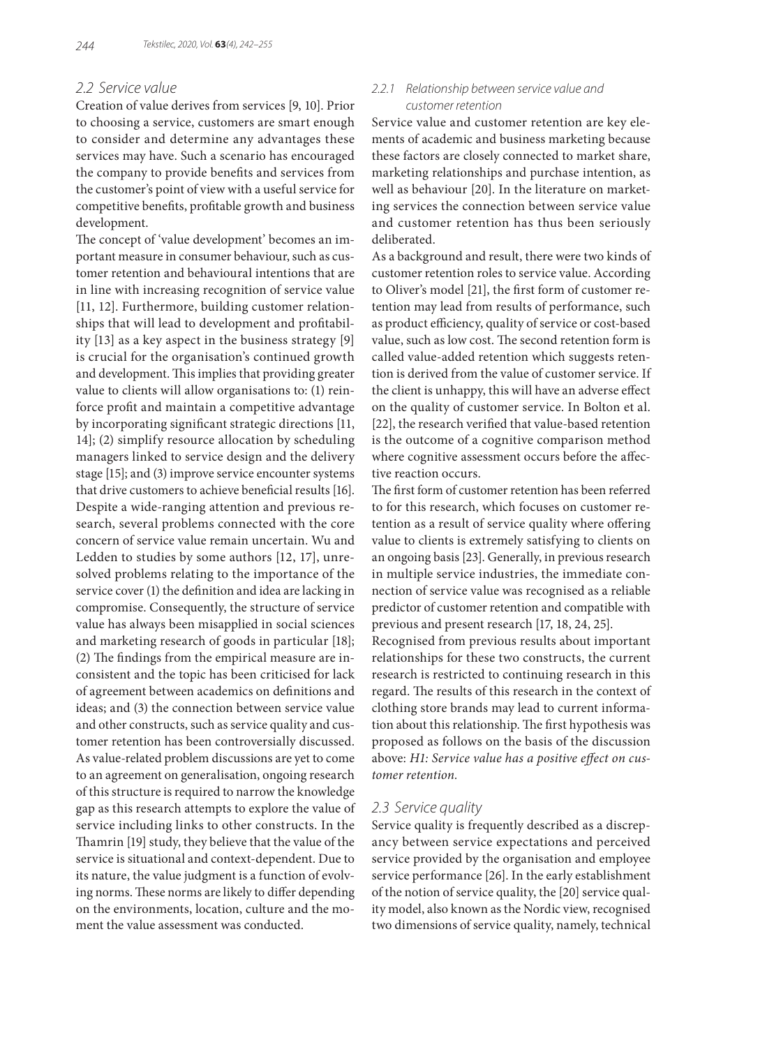## 2.2 Service value

Creation of value derives from services [9, 10]. Prior to choosing a service, customers are smart enough to consider and determine any advantages these services may have. Such a scenario has encouraged the company to provide benefits and services from the customer's point of view with a useful service for competitive benefits, profitable growth and business development.

The concept of 'value development' becomes an important measure in consumer behaviour, such as customer retention and behavioural intentions that are in line with increasing recognition of service value [11, 12]. Furthermore, building customer relationships that will lead to development and profitability [13] as a key aspect in the business strategy [9] is crucial for the organisation's continued growth and development. This implies that providing greater value to clients will allow organisations to: (1) reinforce profit and maintain a competitive advantage by incorporating significant strategic directions [11, 14]; (2) simplify resource allocation by scheduling managers linked to service design and the delivery stage [15]; and (3) improve service encounter systems that drive customers to achieve beneficial results [16]. Despite a wide-ranging attention and previous research, several problems connected with the core concern of service value remain uncertain. Wu and Ledden to studies by some authors [12, 17], unresolved problems relating to the importance of the service cover (1) the definition and idea are lacking in compromise. Consequently, the structure of service value has always been misapplied in social sciences and marketing research of goods in particular [18]; (2) The findings from the empirical measure are inconsistent and the topic has been criticised for lack of agreement between academics on definitions and ideas; and (3) the connection between service value and other constructs, such as service quality and customer retention has been controversially discussed. As value-related problem discussions are yet to come to an agreement on generalisation, ongoing research of this structure is required to narrow the knowledge gap as this research attempts to explore the value of service including links to other constructs. In the Thamrin [19] study, they believe that the value of the service is situational and context-dependent. Due to its nature, the value judgment is a function of evolving norms. These norms are likely to differ depending on the environments, location, culture and the moment the value assessment was conducted.

### 2.2.1 Relationship between service value and customer retention

Service value and customer retention are key elements of academic and business marketing because these factors are closely connected to market share, marketing relationships and purchase intention, as well as behaviour [20]. In the literature on marketing services the connection between service value and customer retention has thus been seriously deliberated.

As a background and result, there were two kinds of customer retention roles to service value. According to Oliver's model [21], the first form of customer retention may lead from results of performance, such as product efficiency, quality of service or cost-based value, such as low cost. The second retention form is called value-added retention which suggests retention is derived from the value of customer service. If the client is unhappy, this will have an adverse effect on the quality of customer service. In Bolton et al. [22], the research verified that value-based retention is the outcome of a cognitive comparison method where cognitive assessment occurs before the affective reaction occurs.

The first form of customer retention has been referred to for this research, which focuses on customer retention as a result of service quality where offering value to clients is extremely satisfying to clients on an ongoing basis [23]. Generally, in previous research in multiple service industries, the immediate connection of service value was recognised as a reliable predictor of customer retention and compatible with previous and present research [17, 18, 24, 25].

Recognised from previous results about important relationships for these two constructs, the current research is restricted to continuing research in this regard. The results of this research in the context of clothing store brands may lead to current information about this relationship. The first hypothesis was proposed as follows on the basis of the discussion above: *H1: Service value has a positive effect on customer retention.*

## 2.3 Service quality

Service quality is frequently described as a discrepancy between service expectations and perceived service provided by the organisation and employee service performance [26]. In the early establishment of the notion of service quality, the [20] service quality model, also known as the Nordic view, recognised two dimensions of service quality, namely, technical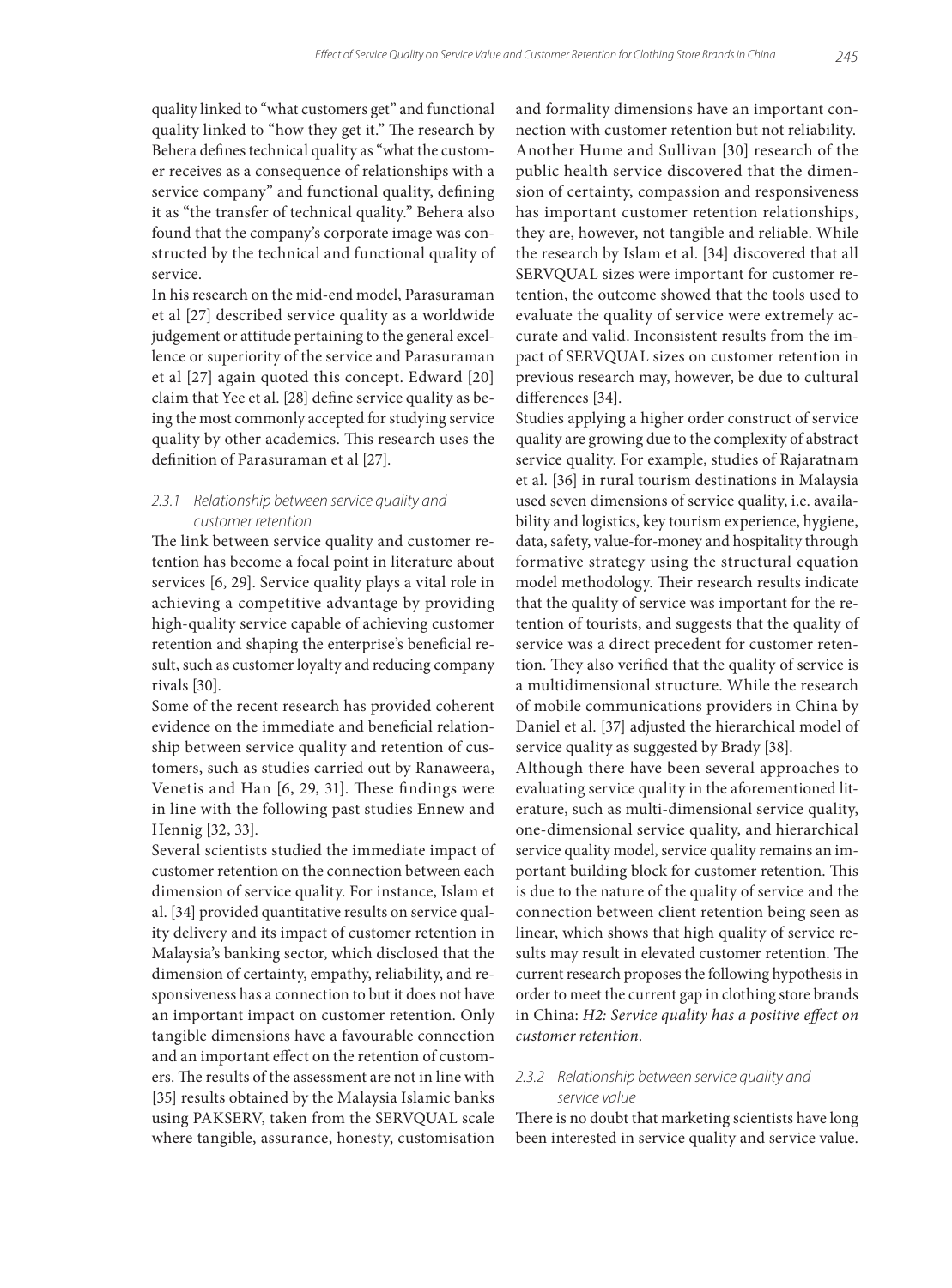quality linked to "what customers get" and functional quality linked to "how they get it." The research by Behera defines technical quality as "what the customer receives as a consequence of relationships with a service company" and functional quality, defining it as "the transfer of technical quality." Behera also found that the company's corporate image was constructed by the technical and functional quality of service.

In his research on the mid-end model, Parasuraman et al [27] described service quality as a worldwide judgement or attitude pertaining to the general excellence or superiority of the service and Parasuraman et al [27] again quoted this concept. Edward [20] claim that Yee et al. [28] define service quality as being the most commonly accepted for studying service quality by other academics. This research uses the definition of Parasuraman et al [27].

#### 2.3.1 Relationship between service quality and customer retention

The link between service quality and customer retention has become a focal point in literature about services [6, 29]. Service quality plays a vital role in achieving a competitive advantage by providing high-quality service capable of achieving customer retention and shaping the enterprise's beneficial result, such as customer loyalty and reducing company rivals [30].

Some of the recent research has provided coherent evidence on the immediate and beneficial relationship between service quality and retention of customers, such as studies carried out by Ranaweera, Venetis and Han [6, 29, 31]. These findings were in line with the following past studies Ennew and Hennig [32, 33].

Several scientists studied the immediate impact of customer retention on the connection between each dimension of service quality. For instance, Islam et al. [34] provided quantitative results on service quality delivery and its impact of customer retention in Malaysia's banking sector, which disclosed that the dimension of certainty, empathy, reliability, and responsiveness has a connection to but it does not have an important impact on customer retention. Only tangible dimensions have a favourable connection and an important effect on the retention of customers. The results of the assessment are not in line with [35] results obtained by the Malaysia Islamic banks using PAKSERV, taken from the SERVQUAL scale where tangible, assurance, honesty, customisation and formality dimensions have an important connection with customer retention but not reliability. Another Hume and Sullivan [30] research of the public health service discovered that the dimension of certainty, compassion and responsiveness has important customer retention relationships, they are, however, not tangible and reliable. While the research by Islam et al. [34] discovered that all SERVQUAL sizes were important for customer retention, the outcome showed that the tools used to evaluate the quality of service were extremely accurate and valid. Inconsistent results from the impact of SERVQUAL sizes on customer retention in previous research may, however, be due to cultural differences [34].

Studies applying a higher order construct of service quality are growing due to the complexity of abstract service quality. For example, studies of Rajaratnam et al. [36] in rural tourism destinations in Malaysia used seven dimensions of service quality, i.e. availability and logistics, key tourism experience, hygiene, data, safety, value-for-money and hospitality through formative strategy using the structural equation model methodology. Their research results indicate that the quality of service was important for the retention of tourists, and suggests that the quality of service was a direct precedent for customer retention. They also verified that the quality of service is a multidimensional structure. While the research of mobile communications providers in China by Daniel et al. [37] adjusted the hierarchical model of service quality as suggested by Brady [38].

Although there have been several approaches to evaluating service quality in the aforementioned literature, such as multi-dimensional service quality, one-dimensional service quality, and hierarchical service quality model, service quality remains an important building block for customer retention. This is due to the nature of the quality of service and the connection between client retention being seen as linear, which shows that high quality of service results may result in elevated customer retention. The current research proposes the following hypothesis in order to meet the current gap in clothing store brands in China: *H2: Service quality has a positive effect on customer retention.*

#### 2.3.2 Relationship between service quality and service value

There is no doubt that marketing scientists have long been interested in service quality and service value.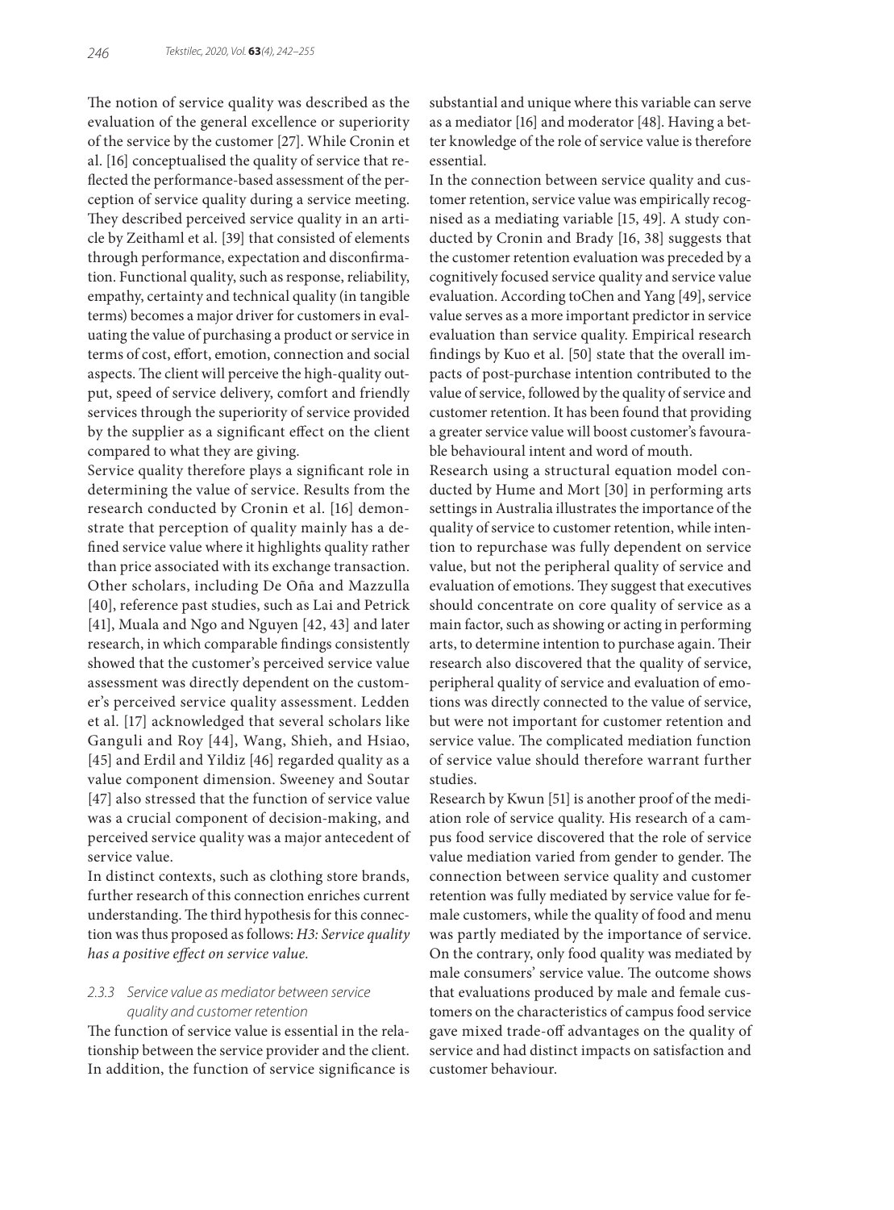The notion of service quality was described as the evaluation of the general excellence or superiority of the service by the customer [27]. While Cronin et al. [16] conceptualised the quality of service that reflected the performance-based assessment of the perception of service quality during a service meeting. They described perceived service quality in an article by Zeithaml et al. [39] that consisted of elements through performance, expectation and disconfirmation. Functional quality, such as response, reliability, empathy, certainty and technical quality (in tangible terms) becomes a major driver for customers in evaluating the value of purchasing a product or service in terms of cost, effort, emotion, connection and social aspects. The client will perceive the high-quality output, speed of service delivery, comfort and friendly services through the superiority of service provided by the supplier as a significant effect on the client compared to what they are giving.

Service quality therefore plays a significant role in determining the value of service. Results from the research conducted by Cronin et al. [16] demonstrate that perception of quality mainly has a defined service value where it highlights quality rather than price associated with its exchange transaction. Other scholars, including De Oña and Mazzulla [40], reference past studies, such as Lai and Petrick [41], Muala and Ngo and Nguyen [42, 43] and later research, in which comparable findings consistently showed that the customer's perceived service value assessment was directly dependent on the customer's perceived service quality assessment. Ledden et al. [17] acknowledged that several scholars like Ganguli and Roy [44], Wang, Shieh, and Hsiao, [45] and Erdil and Yildiz [46] regarded quality as a value component dimension. Sweeney and Soutar [47] also stressed that the function of service value was a crucial component of decision-making, and perceived service quality was a major antecedent of service value.

In distinct contexts, such as clothing store brands, further research of this connection enriches current understanding. The third hypothesis for this connection was thus proposed as follows: *H3: Service quality has a positive effect on service value.*

### 2.3.3 Service value as mediator between service quality and customer retention

The function of service value is essential in the relationship between the service provider and the client. In addition, the function of service significance is substantial and unique where this variable can serve as a mediator [16] and moderator [48]. Having a better knowledge of the role of service value is therefore essential.

In the connection between service quality and customer retention, service value was empirically recognised as a mediating variable [15, 49]. A study conducted by Cronin and Brady [16, 38] suggests that the customer retention evaluation was preceded by a cognitively focused service quality and service value evaluation. According toChen and Yang [49], service value serves as a more important predictor in service evaluation than service quality. Empirical research findings by Kuo et al. [50] state that the overall impacts of post-purchase intention contributed to the value of service, followed by the quality of service and customer retention. It has been found that providing a greater service value will boost customer's favourable behavioural intent and word of mouth.

Research using a structural equation model conducted by Hume and Mort [30] in performing arts settings in Australia illustrates the importance of the quality of service to customer retention, while intention to repurchase was fully dependent on service value, but not the peripheral quality of service and evaluation of emotions. They suggest that executives should concentrate on core quality of service as a main factor, such as showing or acting in performing arts, to determine intention to purchase again. Their research also discovered that the quality of service, peripheral quality of service and evaluation of emotions was directly connected to the value of service, but were not important for customer retention and service value. The complicated mediation function of service value should therefore warrant further studies.

Research by Kwun [51] is another proof of the mediation role of service quality. His research of a campus food service discovered that the role of service value mediation varied from gender to gender. The connection between service quality and customer retention was fully mediated by service value for female customers, while the quality of food and menu was partly mediated by the importance of service. On the contrary, only food quality was mediated by male consumers' service value. The outcome shows that evaluations produced by male and female customers on the characteristics of campus food service gave mixed trade-off advantages on the quality of service and had distinct impacts on satisfaction and customer behaviour.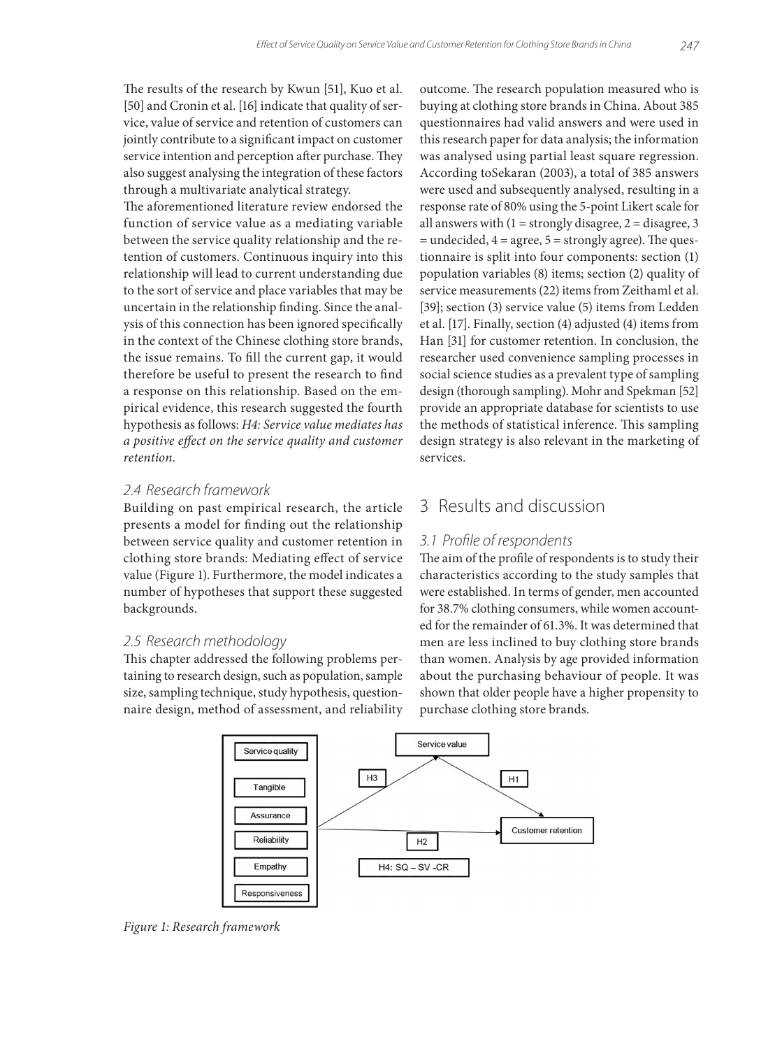The results of the research by Kwun [51], Kuo et al. [50] and Cronin et al. [16] indicate that quality of service, value of service and retention of customers can jointly contribute to a significant impact on customer service intention and perception after purchase. They also suggest analysing the integration of these factors through a multivariate analytical strategy.

The aforementioned literature review endorsed the function of service value as a mediating variable between the service quality relationship and the retention of customers. Continuous inquiry into this relationship will lead to current understanding due to the sort of service and place variables that may be uncertain in the relationship finding. Since the analysis of this connection has been ignored specifically in the context of the Chinese clothing store brands, the issue remains. To fill the current gap, it would therefore be useful to present the research to find a response on this relationship. Based on the empirical evidence, this research suggested the fourth hypothesis as follows: *H4: Service value mediates has a positive effect on the service quality and customer retention.*

### 2.4 Research framework

Building on past empirical research, the article presents a model for finding out the relationship between service quality and customer retention in clothing store brands: Mediating effect of service value (Figure 1). Furthermore, the model indicates a number of hypotheses that support these suggested backgrounds.

### 2.5 Research methodology

This chapter addressed the following problems pertaining to research design, such as population, sample size, sampling technique, study hypothesis, questionnaire design, method of assessment, and reliability outcome. The research population measured who is buying at clothing store brands in China. About 385 questionnaires had valid answers and were used in this research paper for data analysis; the information was analysed using partial least square regression. According toSekaran (2003), a total of 385 answers were used and subsequently analysed, resulting in a response rate of 80% using the 5-point Likert scale for all answers with (1 = strongly disagree, 2 = disagree, 3 = undecided, 4 = agree, 5 = strongly agree). The questionnaire is split into four components: section (1) population variables (8) items; section (2) quality of service measurements (22) items from Zeithaml et al. [39]; section (3) service value (5) items from Ledden et al. [17]. Finally, section (4) adjusted (4) items from Han [31] for customer retention. In conclusion, the researcher used convenience sampling processes in social science studies as a prevalent type of sampling design (thorough sampling). Mohr and Spekman [52] provide an appropriate database for scientists to use the methods of statistical inference. This sampling design strategy is also relevant in the marketing of services.

## 3 Results and discussion

### 3.1 Profile of respondents

The aim of the profile of respondents is to study their characteristics according to the study samples that were established. In terms of gender, men accounted for 38.7% clothing consumers, while women accounted for the remainder of 61.3%. It was determined that men are less inclined to buy clothing store brands than women. Analysis by age provided information about the purchasing behaviour of people. It was shown that older people have a higher propensity to purchase clothing store brands.

Service quality
Tangible
Assurance
Reliability
Empathy
Responsiveness
Service value
H3
H1
H2
Customer retention
H4: SQ – SV -CR

*Figure 1: Research framework*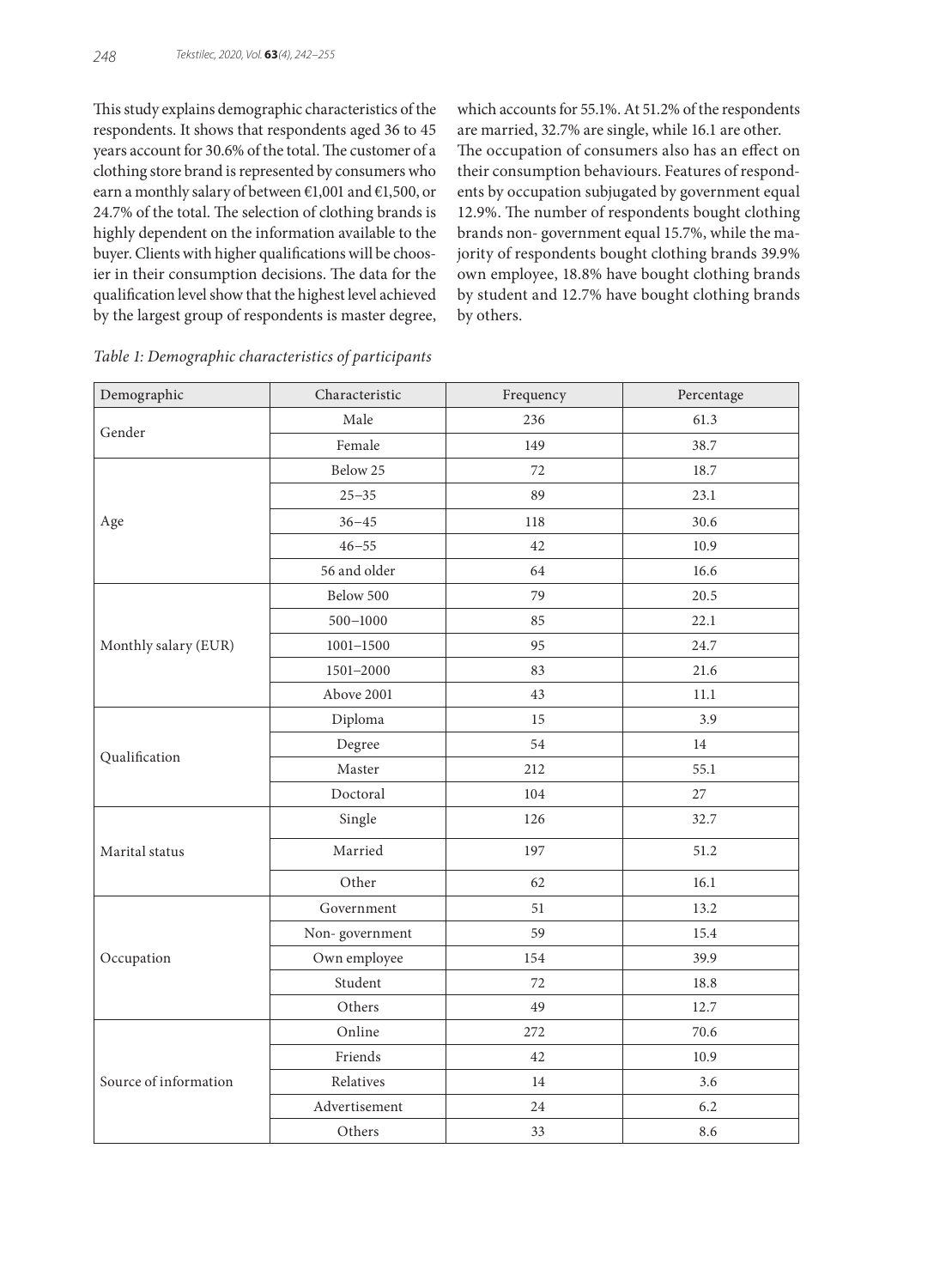This study explains demographic characteristics of the respondents. It shows that respondents aged 36 to 45 years account for 30.6% of the total. The customer of a clothing store brand is represented by consumers who earn a monthly salary of between €1,001 and €1,500, or 24.7% of the total. The selection of clothing brands is highly dependent on the information available to the buyer. Clients with higher qualifications will be choosier in their consumption decisions. The data for the qualification level show that the highest level achieved by the largest group of respondents is master degree, which accounts for 55.1%. At 51.2% of the respondents are married, 32.7% are single, while 16.1 are other. The occupation of consumers also has an effect on their consumption behaviours. Features of respondents by occupation subjugated by government equal 12.9%. The number of respondents bought clothing brands non- government equal 15.7%, while the majority of respondents bought clothing brands 39.9% own employee, 18.8% have bought clothing brands by student and 12.7% have bought clothing brands by others.

*Table 1: Demographic characteristics of participants*

| Demographic | Characteristic | Frequency | Percentage |
|---|---|---|---|
| Gender | Male | 236 | 61.3 |
| | Female | 149 | 38.7 |
| Age | Below 25 | 72 | 18.7 |
| | 25–35 | 89 | 23.1 |
| | 36–45 | 118 | 30.6 |
| | 46–55 | 42 | 10.9 |
| | 56 and older | 64 | 16.6 |
| Monthly salary (EUR) | Below 500 | 79 | 20.5 |
| | 500–1000 | 85 | 22.1 |
| | 1001–1500 | 95 | 24.7 |
| | 1501–2000 | 83 | 21.6 |
| | Above 2001 | 43 | 11.1 |
| Qualification | Diploma | 15 | 3.9 |
| | Degree | 54 | 14 |
| | Master | 212 | 55.1 |
| | Doctoral | 104 | 27 |
| Marital status | Single | 126 | 32.7 |
| | Married | 197 | 51.2 |
| | Other | 62 | 16.1 |
| Occupation | Government | 51 | 13.2 |
| | Non- government | 59 | 15.4 |
| | Own employee | 154 | 39.9 |
| | Student | 72 | 18.8 |
| | Others | 49 | 12.7 |
| Source of information | Online | 272 | 70.6 |
| | Friends | 42 | 10.9 |
| | Relatives | 14 | 3.6 |
| | Advertisement | 24 | 6.2 |
| | Others | 33 | 8.6 |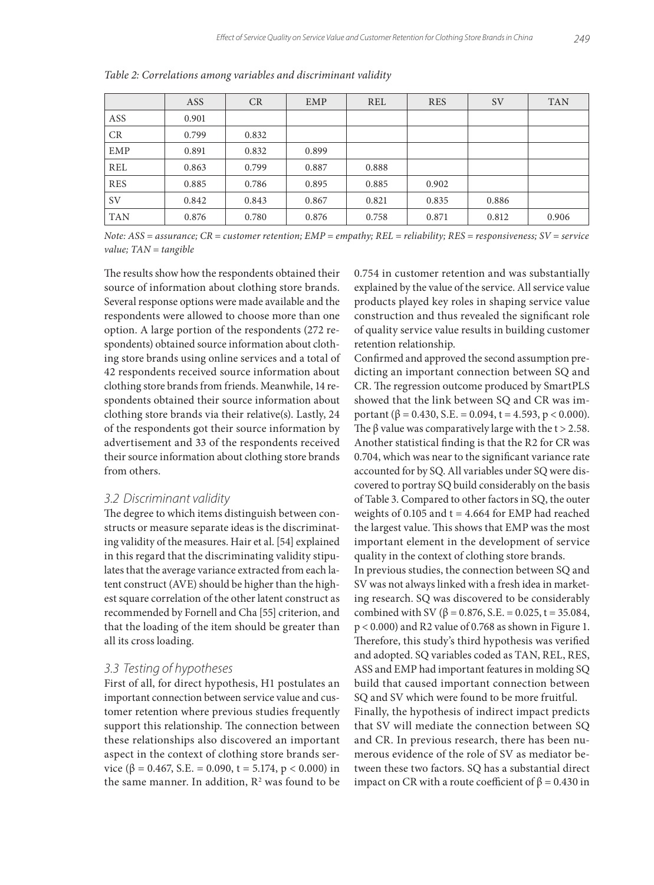*Table 2: Correlations among variables and discriminant validity*

| | ASS | CR | EMP | REL | RES | SV | TAN |
|---|---|---|---|---|---|---|---|
| ASS | 0.901 | | | | | | |
| CR | 0.799 | 0.832 | | | | | |
| EMP | 0.891 | 0.832 | 0.899 | | | | |
| REL | 0.863 | 0.799 | 0.887 | 0.888 | | | |
| RES | 0.885 | 0.786 | 0.895 | 0.885 | 0.902 | | |
| SV | 0.842 | 0.843 | 0.867 | 0.821 | 0.835 | 0.886 | |
| TAN | 0.876 | 0.780 | 0.876 | 0.758 | 0.871 | 0.812 | 0.906 |

*Note: ASS = assurance; CR = customer retention; EMP = empathy; REL = reliability; RES = responsiveness; SV = service value; TAN = tangible*

The results show how the respondents obtained their source of information about clothing store brands. Several response options were made available and the respondents were allowed to choose more than one option. A large portion of the respondents (272 respondents) obtained source information about clothing store brands using online services and a total of 42 respondents received source information about clothing store brands from friends. Meanwhile, 14 respondents obtained their source information about clothing store brands via their relative(s). Lastly, 24 of the respondents got their source information by advertisement and 33 of the respondents received their source information about clothing store brands from others.

### 3.2 Discriminant validity

The degree to which items distinguish between constructs or measure separate ideas is the discriminating validity of the measures. Hair et al. [54] explained in this regard that the discriminating validity stipulates that the average variance extracted from each latent construct (AVE) should be higher than the highest square correlation of the other latent construct as recommended by Fornell and Cha [55] criterion, and that the loading of the item should be greater than all its cross loading.

### 3.3 Testing of hypotheses

First of all, for direct hypothesis, H1 postulates an important connection between service value and customer retention where previous studies frequently support this relationship. The connection between these relationships also discovered an important aspect in the context of clothing store brands service ($\beta = 0.467$, S.E. = 0.090, $t = 5.174$, $p < 0.000$) in the same manner. In addition, $R^2$ was found to be 0.754 in customer retention and was substantially explained by the value of the service. All service value products played key roles in shaping service value construction and thus revealed the significant role of quality service value results in building customer retention relationship.

Confirmed and approved the second assumption predicting an important connection between SQ and CR. The regression outcome produced by SmartPLS showed that the link between SQ and CR was important ($\beta = 0.430$, S.E. = 0.094, $t = 4.593$, $p < 0.000$). The β value was comparatively large with the $t > 2.58$. Another statistical finding is that the R2 for CR was 0.704, which was near to the significant variance rate accounted for by SQ. All variables under SQ were discovered to portray SQ build considerably on the basis of Table 3. Compared to other factors in SQ, the outer weights of 0.105 and $t = 4.664$ for EMP had reached the largest value. This shows that EMP was the most important element in the development of service quality in the context of clothing store brands.

In previous studies, the connection between SQ and SV was not always linked with a fresh idea in marketing research. SQ was discovered to be considerably combined with SV ($\beta = 0.876$, S.E. = 0.025, $t = 35.084$, $p < 0.000$) and R2 value of 0.768 as shown in Figure 1. Therefore, this study's third hypothesis was verified and adopted. SQ variables coded as TAN, REL, RES, ASS and EMP had important features in molding SQ build that caused important connection between SQ and SV which were found to be more fruitful.

Finally, the hypothesis of indirect impact predicts that SV will mediate the connection between SQ and CR. In previous research, there has been numerous evidence of the role of SV as mediator between these two factors. SQ has a substantial direct impact on CR with a route coefficient of $\beta = 0.430$ in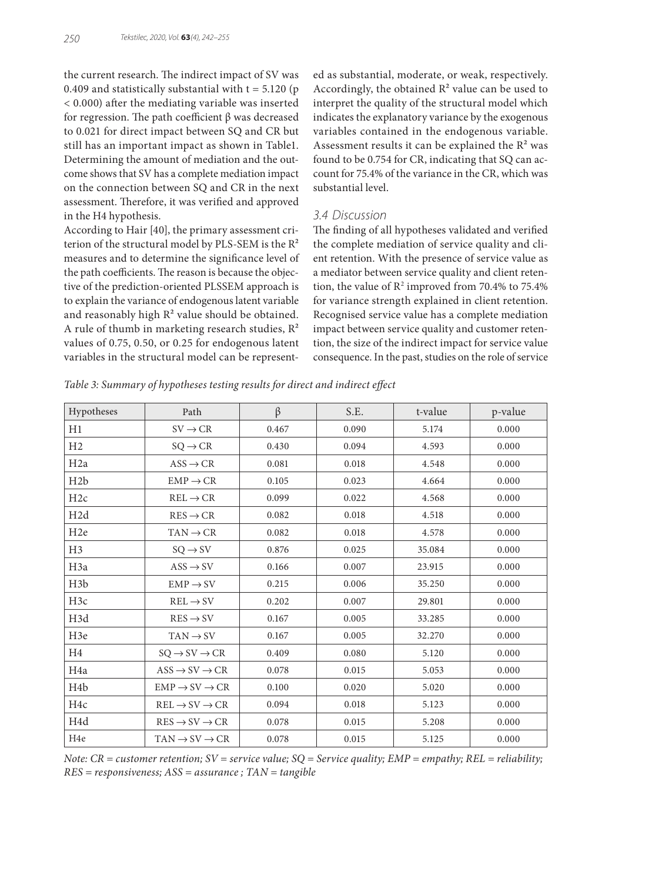the current research. The indirect impact of SV was 0.409 and statistically substantial with $t = 5.120$ ($p < 0.000$) after the mediating variable was inserted for regression. The path coefficient β was decreased to 0.021 for direct impact between SQ and CR but still has an important impact as shown in Table1. Determining the amount of mediation and the outcome shows that SV has a complete mediation impact on the connection between SQ and CR in the next assessment. Therefore, it was verified and approved in the H4 hypothesis.

According to Hair [40], the primary assessment criterion of the structural model by PLS-SEM is the $R^2$ measures and to determine the significance level of the path coefficients. The reason is because the objective of the prediction-oriented PLSSEM approach is to explain the variance of endogenous latent variable and reasonably high $R^2$ value should be obtained. A rule of thumb in marketing research studies, $R^2$ values of 0.75, 0.50, or 0.25 for endogenous latent variables in the structural model can be represented as substantial, moderate, or weak, respectively. Accordingly, the obtained $R^2$ value can be used to interpret the quality of the structural model which indicates the explanatory variance by the exogenous variables contained in the endogenous variable. Assessment results it can be explained the $R^2$ was found to be 0.754 for CR, indicating that SQ can account for 75.4% of the variance in the CR, which was substantial level.

### *3.4 Discussion*

The finding of all hypotheses validated and verified the complete mediation of service quality and client retention. With the presence of service value as a mediator between service quality and client retention, the value of $R^2$ improved from 70.4% to 75.4% for variance strength explained in client retention. Recognised service value has a complete mediation impact between service quality and customer retention, the size of the indirect impact for service value consequence. In the past, studies on the role of service

*Table 3: Summary of hypotheses testing results for direct and indirect effect*

| Hypotheses | Path | β | S.E. | t-value | p-value |
|---|---|---|---|---|---|
| H1 | SV → CR | 0.467 | 0.090 | 5.174 | 0.000 |
| H2 | SQ → CR | 0.430 | 0.094 | 4.593 | 0.000 |
| H2a | ASS → CR | 0.081 | 0.018 | 4.548 | 0.000 |
| H2b | EMP → CR | 0.105 | 0.023 | 4.664 | 0.000 |
| H2c | REL → CR | 0.099 | 0.022 | 4.568 | 0.000 |
| H2d | RES → CR | 0.082 | 0.018 | 4.518 | 0.000 |
| H2e | TAN → CR | 0.082 | 0.018 | 4.578 | 0.000 |
| H3 | SQ → SV | 0.876 | 0.025 | 35.084 | 0.000 |
| H3a | ASS → SV | 0.166 | 0.007 | 23.915 | 0.000 |
| H3b | EMP → SV | 0.215 | 0.006 | 35.250 | 0.000 |
| H3c | REL → SV | 0.202 | 0.007 | 29.801 | 0.000 |
| H3d | RES → SV | 0.167 | 0.005 | 33.285 | 0.000 |
| H3e | TAN → SV | 0.167 | 0.005 | 32.270 | 0.000 |
| H4 | SQ → SV → CR | 0.409 | 0.080 | 5.120 | 0.000 |
| H4a | ASS → SV → CR | 0.078 | 0.015 | 5.053 | 0.000 |
| H4b | EMP → SV → CR | 0.100 | 0.020 | 5.020 | 0.000 |
| H4c | REL → SV → CR | 0.094 | 0.018 | 5.123 | 0.000 |
| H4d | RES → SV → CR | 0.078 | 0.015 | 5.208 | 0.000 |
| H4e | TAN → SV → CR | 0.078 | 0.015 | 5.125 | 0.000 |

*Note: CR = customer retention; SV = service value; SQ = Service quality; EMP = empathy; REL = reliability; RES = responsiveness; ASS = assurance ; TAN = tangible*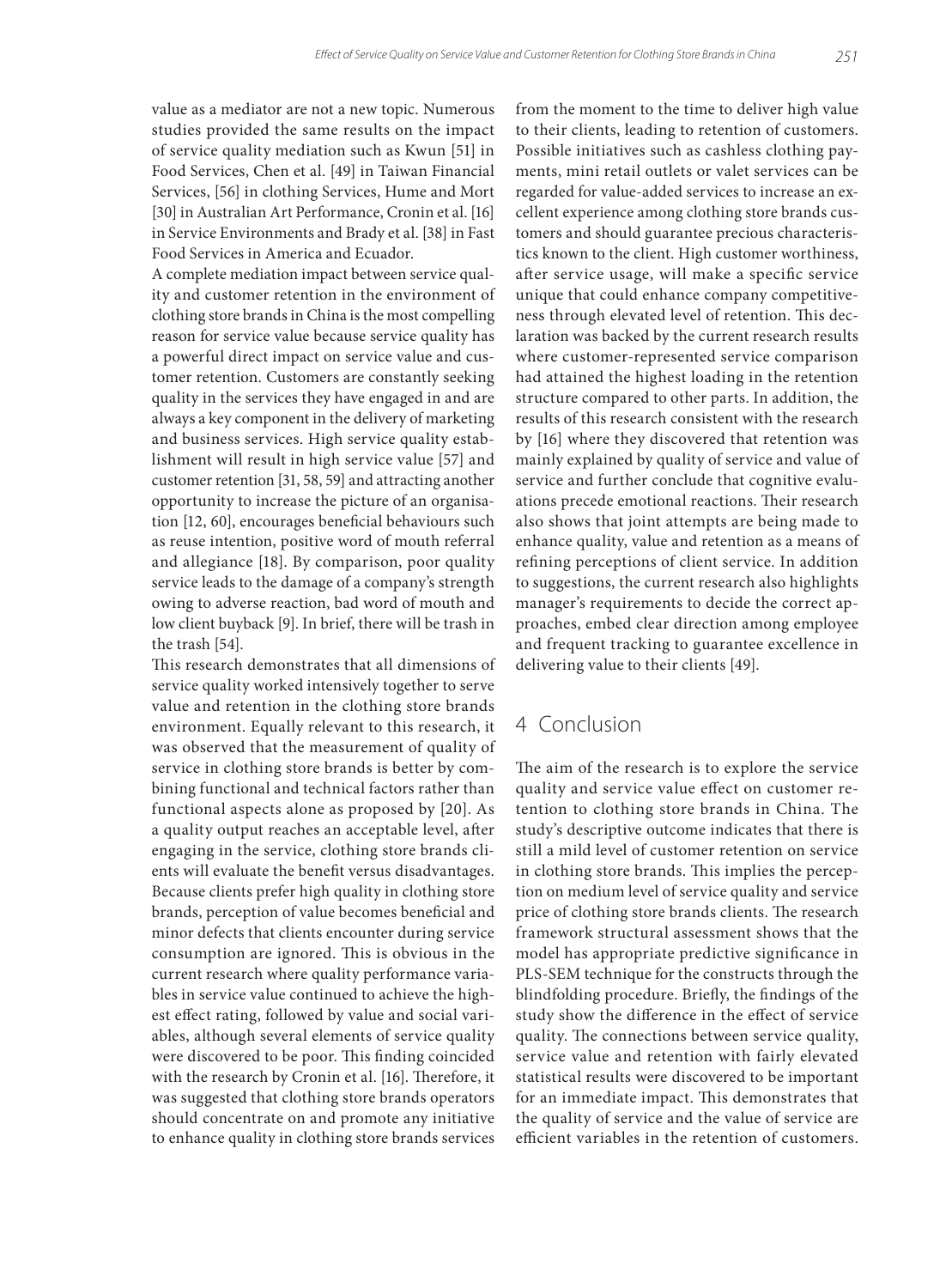value as a mediator are not a new topic. Numerous studies provided the same results on the impact of service quality mediation such as Kwun [51] in Food Services, Chen et al. [49] in Taiwan Financial Services, [56] in clothing Services, Hume and Mort [30] in Australian Art Performance, Cronin et al. [16] in Service Environments and Brady et al. [38] in Fast Food Services in America and Ecuador.

A complete mediation impact between service quality and customer retention in the environment of clothing store brands in China is the most compelling reason for service value because service quality has a powerful direct impact on service value and customer retention. Customers are constantly seeking quality in the services they have engaged in and are always a key component in the delivery of marketing and business services. High service quality establishment will result in high service value [57] and customer retention [31, 58, 59] and attracting another opportunity to increase the picture of an organisation [12, 60], encourages beneficial behaviours such as reuse intention, positive word of mouth referral and allegiance [18]. By comparison, poor quality service leads to the damage of a company's strength owing to adverse reaction, bad word of mouth and low client buyback [9]. In brief, there will be trash in the trash [54].

This research demonstrates that all dimensions of service quality worked intensively together to serve value and retention in the clothing store brands environment. Equally relevant to this research, it was observed that the measurement of quality of service in clothing store brands is better by combining functional and technical factors rather than functional aspects alone as proposed by [20]. As a quality output reaches an acceptable level, after engaging in the service, clothing store brands clients will evaluate the benefit versus disadvantages. Because clients prefer high quality in clothing store brands, perception of value becomes beneficial and minor defects that clients encounter during service consumption are ignored. This is obvious in the current research where quality performance variables in service value continued to achieve the highest effect rating, followed by value and social variables, although several elements of service quality were discovered to be poor. This finding coincided with the research by Cronin et al. [16]. Therefore, it was suggested that clothing store brands operators should concentrate on and promote any initiative to enhance quality in clothing store brands services from the moment to the time to deliver high value to their clients, leading to retention of customers. Possible initiatives such as cashless clothing payments, mini retail outlets or valet services can be regarded for value-added services to increase an excellent experience among clothing store brands customers and should guarantee precious characteristics known to the client. High customer worthiness, after service usage, will make a specific service unique that could enhance company competitiveness through elevated level of retention. This declaration was backed by the current research results where customer-represented service comparison had attained the highest loading in the retention structure compared to other parts. In addition, the results of this research consistent with the research by [16] where they discovered that retention was mainly explained by quality of service and value of service and further conclude that cognitive evaluations precede emotional reactions. Their research also shows that joint attempts are being made to enhance quality, value and retention as a means of refining perceptions of client service. In addition to suggestions, the current research also highlights manager's requirements to decide the correct approaches, embed clear direction among employee and frequent tracking to guarantee excellence in delivering value to their clients [49].

## 4 Conclusion

The aim of the research is to explore the service quality and service value effect on customer retention to clothing store brands in China. The study's descriptive outcome indicates that there is still a mild level of customer retention on service in clothing store brands. This implies the perception on medium level of service quality and service price of clothing store brands clients. The research framework structural assessment shows that the model has appropriate predictive significance in PLS-SEM technique for the constructs through the blindfolding procedure. Briefly, the findings of the study show the difference in the effect of service quality. The connections between service quality, service value and retention with fairly elevated statistical results were discovered to be important for an immediate impact. This demonstrates that the quality of service and the value of service are efficient variables in the retention of customers.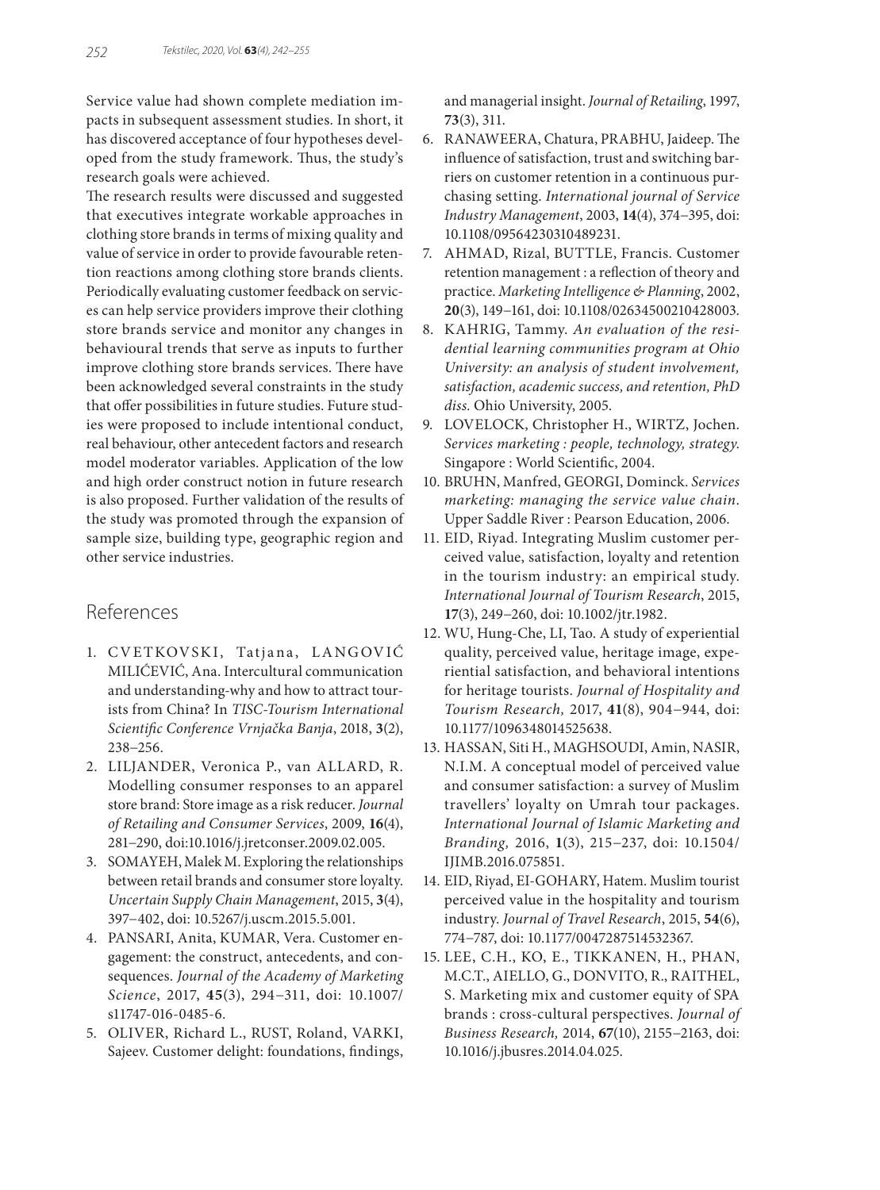Service value had shown complete mediation impacts in subsequent assessment studies. In short, it has discovered acceptance of four hypotheses developed from the study framework. Thus, the study's research goals were achieved.

The research results were discussed and suggested that executives integrate workable approaches in clothing store brands in terms of mixing quality and value of service in order to provide favourable retention reactions among clothing store brands clients. Periodically evaluating customer feedback on services can help service providers improve their clothing store brands service and monitor any changes in behavioural trends that serve as inputs to further improve clothing store brands services. There have been acknowledged several constraints in the study that offer possibilities in future studies. Future studies were proposed to include intentional conduct, real behaviour, other antecedent factors and research model moderator variables. Application of the low and high order construct notion in future research is also proposed. Further validation of the results of the study was promoted through the expansion of sample size, building type, geographic region and other service industries.

## References

1. CVETKOVSKI, Tatjana, LANGOVIĆ MILIĆEVIĆ, Ana. Intercultural communication and understanding-why and how to attract tourists from China? In *TISC-Tourism International Scientific Conference Vrnjačka Banja*, 2018, **3**(2), 238–256.
2. LILJANDER, Veronica P., van ALLARD, R. Modelling consumer responses to an apparel store brand: Store image as a risk reducer. *Journal of Retailing and Consumer Services*, 2009, **16**(4), 281–290, doi:10.1016/j.jretconser.2009.02.005.
3. SOMAYEH, Malek M. Exploring the relationships between retail brands and consumer store loyalty. *Uncertain Supply Chain Management*, 2015, **3**(4), 397–402, doi: 10.5267/j.uscm.2015.5.001.
4. PANSARI, Anita, KUMAR, Vera. Customer engagement: the construct, antecedents, and consequences. *Journal of the Academy of Marketing Science*, 2017, **45**(3), 294–311, doi: 10.1007/s11747-016-0485-6.
5. OLIVER, Richard L., RUST, Roland, VARKI, Sajeev. Customer delight: foundations, findings, and managerial insight. *Journal of Retailing*, 1997, **73**(3), 311.
6. RANAWEERA, Chatura, PRABHU, Jaideep. The influence of satisfaction, trust and switching barriers on customer retention in a continuous purchasing setting. *International journal of Service Industry Management*, 2003, **14**(4), 374–395, doi: 10.1108/09564230310489231.
7. AHMAD, Rizal, BUTTLE, Francis. Customer retention management : a reflection of theory and practice. *Marketing Intelligence & Planning*, 2002, **20**(3), 149–161, doi: 10.1108/02634500210428003.
8. KAHRIG, Tammy. *An evaluation of the residential learning communities program at Ohio University: an analysis of student involvement, satisfaction, academic success, and retention, PhD diss.* Ohio University, 2005.
9. LOVELOCK, Christopher H., WIRTZ, Jochen. *Services marketing : people, technology, strategy*. Singapore : World Scientific, 2004.
10. BRUHN, Manfred, GEORGI, Dominck. *Services marketing: managing the service value chain*. Upper Saddle River : Pearson Education, 2006.
11. EID, Riyad. Integrating Muslim customer perceived value, satisfaction, loyalty and retention in the tourism industry: an empirical study. *International Journal of Tourism Research*, 2015, **17**(3), 249–260, doi: 10.1002/jtr.1982.
12. WU, Hung-Che, LI, Tao. A study of experiential quality, perceived value, heritage image, experiential satisfaction, and behavioral intentions for heritage tourists. *Journal of Hospitality and Tourism Research,* 2017, **41**(8), 904–944, doi: 10.1177/1096348014525638.
13. HASSAN, Siti H., MAGHSOUDI, Amin, NASIR, N.I.M. A conceptual model of perceived value and consumer satisfaction: a survey of Muslim travellers' loyalty on Umrah tour packages. *International Journal of Islamic Marketing and Branding,* 2016, **1**(3), 215–237, doi: 10.1504/IJIMB.2016.075851.
14. EID, Riyad, EI-GOHARY, Hatem. Muslim tourist perceived value in the hospitality and tourism industry. *Journal of Travel Research*, 2015, **54**(6), 774–787, doi: 10.1177/0047287514532367.
15. LEE, C.H., KO, E., TIKKANEN, H., PHAN, M.C.T., AIELLO, G., DONVITO, R., RAITHEL, S. Marketing mix and customer equity of SPA brands : cross-cultural perspectives. *Journal of Business Research,* 2014, **67**(10), 2155–2163, doi: 10.1016/j.jbusres.2014.04.025.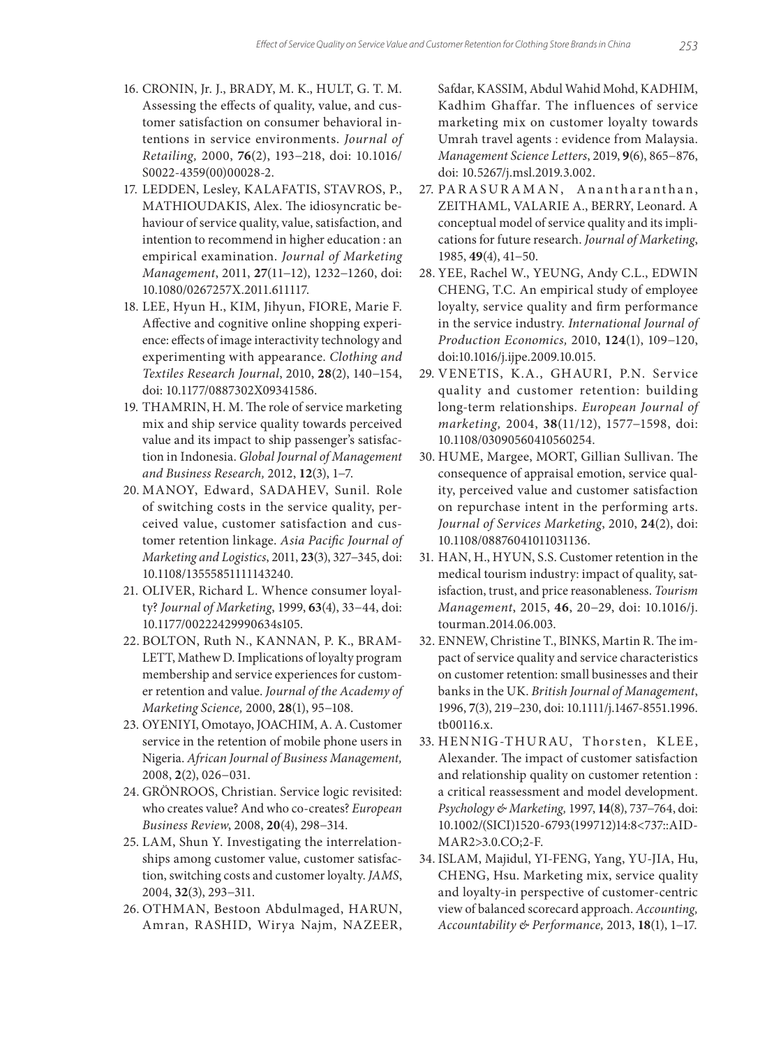16. CRONIN, Jr. J., BRADY, M. K., HULT, G. T. M. Assessing the effects of quality, value, and customer satisfaction on consumer behavioral intentions in service environments. *Journal of Retailing,* 2000, **76**(2), 193–218, doi: 10.1016/S0022-4359(00)00028-2.
17. LEDDEN, Lesley, KALAFATIS, STAVROS, P., MATHIOUDAKIS, Alex. The idiosyncratic behaviour of service quality, value, satisfaction, and intention to recommend in higher education : an empirical examination. *Journal of Marketing Management*, 2011, **27**(11–12), 1232–1260, doi: 10.1080/0267257X.2011.611117.
18. LEE, Hyun H., KIM, Jihyun, FIORE, Marie F. Affective and cognitive online shopping experience: effects of image interactivity technology and experimenting with appearance. *Clothing and Textiles Research Journal*, 2010, **28**(2), 140–154, doi: 10.1177/0887302X09341586.
19. THAMRIN, H. M. The role of service marketing mix and ship service quality towards perceived value and its impact to ship passenger's satisfaction in Indonesia. *Global Journal of Management and Business Research,* 2012, **12**(3), 1–7.
20. MANOY, Edward, SADAHEV, Sunil. Role of switching costs in the service quality, perceived value, customer satisfaction and customer retention linkage. *Asia Pacific Journal of Marketing and Logistics*, 2011, **23**(3), 327–345, doi: 10.1108/13555851111143240.
21. OLIVER, Richard L. Whence consumer loyalty? *Journal of Marketing*, 1999, **63**(4), 33–44, doi: 10.1177/00222429990634s105.
22. BOLTON, Ruth N., KANNAN, P. K., BRAMLETT, Mathew D. Implications of loyalty program membership and service experiences for customer retention and value. *Journal of the Academy of Marketing Science,* 2000, **28**(1), 95–108.
23. OYENIYI, Omotayo, JOACHIM, A. A. Customer service in the retention of mobile phone users in Nigeria. *African Journal of Business Management,* 2008, **2**(2), 026–031.
24. GRÖNROOS, Christian. Service logic revisited: who creates value? And who co-creates? *European Business Review*, 2008, **20**(4), 298–314.
25. LAM, Shun Y. Investigating the interrelationships among customer value, customer satisfaction, switching costs and customer loyalty. *JAMS*, 2004, **32**(3), 293–311.
26. OTHMAN, Bestoon Abdulmaged, HARUN, Amran, RASHID, Wirya Najm, NAZEER, Safdar, KASSIM, Abdul Wahid Mohd, KADHIM, Kadhim Ghaffar. The influences of service marketing mix on customer loyalty towards Umrah travel agents : evidence from Malaysia. *Management Science Letters*, 2019, **9**(6), 865–876, doi: 10.5267/j.msl.2019.3.002.
27. PARASURAMAN, Anantharanthan, ZEITHAML, VALARIE A., BERRY, Leonard. A conceptual model of service quality and its implications for future research. *Journal of Marketing*, 1985, **49**(4), 41–50.
28. YEE, Rachel W., YEUNG, Andy C.L., EDWIN CHENG, T.C. An empirical study of employee loyalty, service quality and firm performance in the service industry. *International Journal of Production Economics,* 2010, **124**(1), 109–120, doi:10.1016/j.ijpe.2009.10.015.
29. VENETIS, K.A., GHAURI, P.N. Service quality and customer retention: building long-term relationships. *European Journal of marketing,* 2004, **38**(11/12), 1577–1598, doi: 10.1108/03090560410560254.
30. HUME, Margee, MORT, Gillian Sullivan. The consequence of appraisal emotion, service quality, perceived value and customer satisfaction on repurchase intent in the performing arts. *Journal of Services Marketing*, 2010, **24**(2), doi: 10.1108/08876041011031136.
31. HAN, H., HYUN, S.S. Customer retention in the medical tourism industry: impact of quality, satisfaction, trust, and price reasonableness. *Tourism Management*, 2015, **46**, 20–29, doi: 10.1016/j.tourman.2014.06.003.
32. ENNEW, Christine T., BINKS, Martin R. The impact of service quality and service characteristics on customer retention: small businesses and their banks in the UK. *British Journal of Management*, 1996, **7**(3), 219–230, doi: 10.1111/j.1467-8551.1996.tb00116.x.
33. HENNIG-THURAU, Thorsten, KLEE, Alexander. The impact of customer satisfaction and relationship quality on customer retention : a critical reassessment and model development. *Psychology & Marketing,* 1997, **14**(8), 737–764, doi: 10.1002/(SICI)1520-6793(199712)14:8<737::AID-MAR2>3.0.CO;2-F.
34. ISLAM, Majidul, YI-FENG, Yang, YU-JIA, Hu, CHENG, Hsu. Marketing mix, service quality and loyalty-in perspective of customer-centric view of balanced scorecard approach. *Accounting, Accountability & Performance,* 2013, **18**(1), 1–17.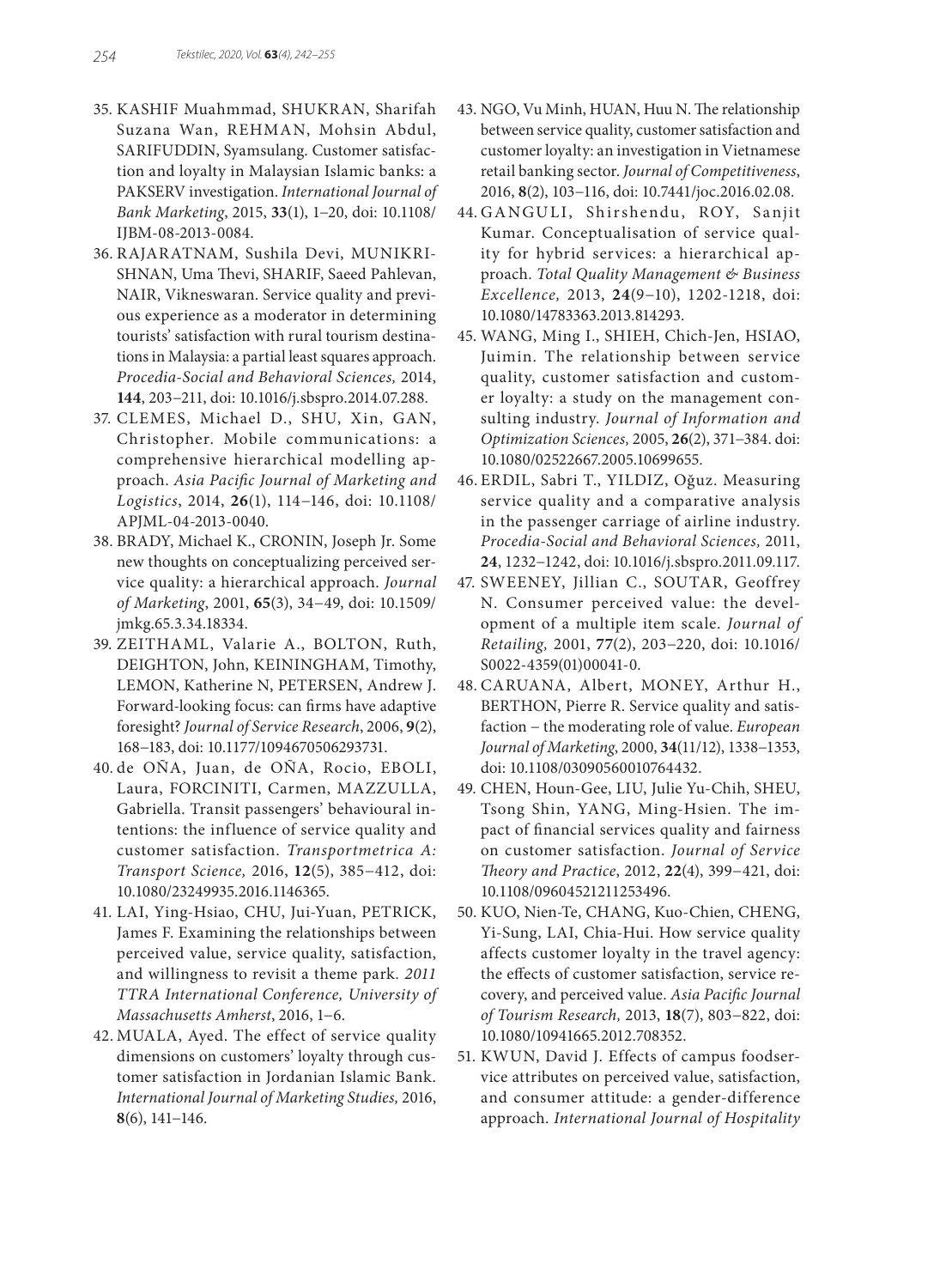35. KASHIF Muahmmad, SHUKRAN, Sharifah Suzana Wan, REHMAN, Mohsin Abdul, SARIFUDDIN, Syamsulang. Customer satisfaction and loyalty in Malaysian Islamic banks: a PAKSERV investigation. *International Journal of Bank Marketing*, 2015, **33**(1), 1–20, doi: 10.1108/IJBM-08-2013-0084.
36. RAJARATNAM, Sushila Devi, MUNIKRISHNAN, Uma Thevi, SHARIF, Saeed Pahlevan, NAIR, Vikneswaran. Service quality and previous experience as a moderator in determining tourists' satisfaction with rural tourism destinations in Malaysia: a partial least squares approach. *Procedia-Social and Behavioral Sciences,* 2014, **144**, 203–211, doi: 10.1016/j.sbspro.2014.07.288.
37. CLEMES, Michael D., SHU, Xin, GAN, Christopher. Mobile communications: a comprehensive hierarchical modelling approach. *Asia Pacific Journal of Marketing and Logistics*, 2014, **26**(1), 114–146, doi: 10.1108/APJML-04-2013-0040.
38. BRADY, Michael K., CRONIN, Joseph Jr. Some new thoughts on conceptualizing perceived service quality: a hierarchical approach. *Journal of Marketing*, 2001, **65**(3), 34–49, doi: 10.1509/jmkg.65.3.34.18334.
39. ZEITHAML, Valarie A., BOLTON, Ruth, DEIGHTON, John, KEININGHAM, Timothy, LEMON, Katherine N, PETERSEN, Andrew J. Forward-looking focus: can firms have adaptive foresight? *Journal of Service Research*, 2006, **9**(2), 168–183, doi: 10.1177/1094670506293731.
40. de OÑA, Juan, de OÑA, Rocio, EBOLI, Laura, FORCINITI, Carmen, MAZZULLA, Gabriella. Transit passengers' behavioural intentions: the influence of service quality and customer satisfaction. *Transportmetrica A: Transport Science,* 2016, **12**(5), 385–412, doi: 10.1080/23249935.2016.1146365.
41. LAI, Ying-Hsiao, CHU, Jui-Yuan, PETRICK, James F. Examining the relationships between perceived value, service quality, satisfaction, and willingness to revisit a theme park. *2011 TTRA International Conference, University of Massachusetts Amherst*, 2016, 1–6.
42. MUALA, Ayed. The effect of service quality dimensions on customers' loyalty through customer satisfaction in Jordanian Islamic Bank. *International Journal of Marketing Studies,* 2016, **8**(6), 141–146.
43. NGO, Vu Minh, HUAN, Huu N. The relationship between service quality, customer satisfaction and customer loyalty: an investigation in Vietnamese retail banking sector. *Journal of Competitiveness*, 2016, **8**(2), 103–116, doi: 10.7441/joc.2016.02.08.
44. GANGULI, Shirshendu, ROY, Sanjit Kumar. Conceptualisation of service quality for hybrid services: a hierarchical approach. *Total Quality Management & Business Excellence,* 2013, **24**(9–10), 1202-1218, doi: 10.1080/14783363.2013.814293.
45. WANG, Ming I., SHIEH, Chich-Jen, HSIAO, Juimin. The relationship between service quality, customer satisfaction and customer loyalty: a study on the management consulting industry. *Journal of Information and Optimization Sciences,* 2005, **26**(2), 371–384. doi: 10.1080/02522667.2005.10699655.
46. ERDIL, Sabri T., YILDIZ, Oğuz. Measuring service quality and a comparative analysis in the passenger carriage of airline industry. *Procedia-Social and Behavioral Sciences,* 2011, **24**, 1232–1242, doi: 10.1016/j.sbspro.2011.09.117.
47. SWEENEY, Jillian C., SOUTAR, Geoffrey N. Consumer perceived value: the development of a multiple item scale. *Journal of Retailing,* 2001, **77**(2), 203–220, doi: 10.1016/S0022-4359(01)00041-0.
48. CARUANA, Albert, MONEY, Arthur H., BERTHON, Pierre R. Service quality and satisfaction – the moderating role of value. *European Journal of Marketing*, 2000, **34**(11/12), 1338–1353, doi: 10.1108/03090560010764432.
49. CHEN, Houn-Gee, LIU, Julie Yu-Chih, SHEU, Tsong Shin, YANG, Ming-Hsien. The impact of financial services quality and fairness on customer satisfaction. *Journal of Service Theory and Practice*, 2012, **22**(4), 399–421, doi: 10.1108/09604521211253496.
50. KUO, Nien-Te, CHANG, Kuo-Chien, CHENG, Yi-Sung, LAI, Chia-Hui. How service quality affects customer loyalty in the travel agency: the effects of customer satisfaction, service recovery, and perceived value. *Asia Pacific Journal of Tourism Research,* 2013, **18**(7), 803–822, doi: 10.1080/10941665.2012.708352.
51. KWUN, David J. Effects of campus foodservice attributes on perceived value, satisfaction, and consumer attitude: a gender-difference approach. *International Journal of Hospitality*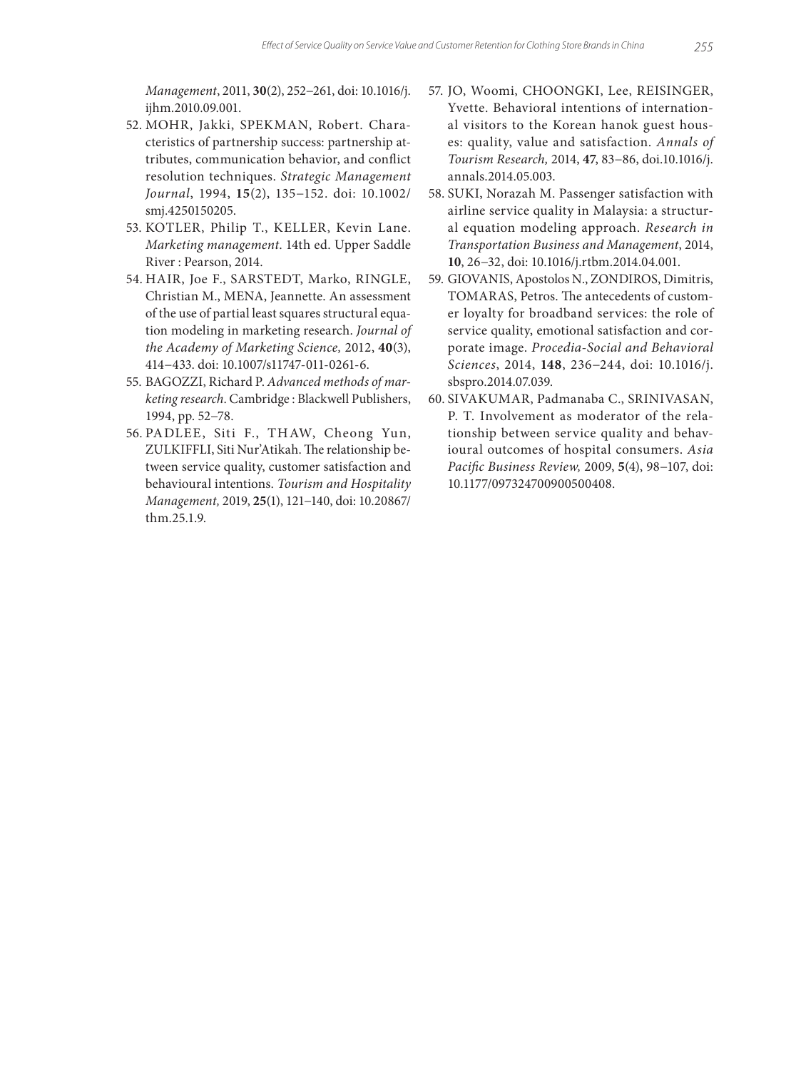*Management*, 2011, **30**(2), 252–261, doi: 10.1016/j.ijhm.2010.09.001.

52. MOHR, Jakki, SPEKMAN, Robert. Characteristics of partnership success: partnership attributes, communication behavior, and conflict resolution techniques. *Strategic Management Journal*, 1994, **15**(2), 135–152. doi: 10.1002/smj.4250150205.
53. KOTLER, Philip T., KELLER, Kevin Lane. *Marketing management*. 14th ed. Upper Saddle River : Pearson, 2014.
54. HAIR, Joe F., SARSTEDT, Marko, RINGLE, Christian M., MENA, Jeannette. An assessment of the use of partial least squares structural equation modeling in marketing research. *Journal of the Academy of Marketing Science,* 2012, **40**(3), 414–433. doi: 10.1007/s11747-011-0261-6.
55. BAGOZZI, Richard P. *Advanced methods of marketing research*. Cambridge : Blackwell Publishers, 1994, pp. 52–78.
56. PADLEE, Siti F., THAW, Cheong Yun, ZULKIFFLI, Siti Nur'Atikah. The relationship between service quality, customer satisfaction and behavioural intentions. *Tourism and Hospitality Management,* 2019, **25**(1), 121–140, doi: 10.20867/thm.25.1.9.
57. JO, Woomi, CHOONGKI, Lee, REISINGER, Yvette. Behavioral intentions of international visitors to the Korean hanok guest houses: quality, value and satisfaction. *Annals of Tourism Research,* 2014, **47**, 83–86, doi.10.1016/j.annals.2014.05.003.
58. SUKI, Norazah M. Passenger satisfaction with airline service quality in Malaysia: a structural equation modeling approach. *Research in Transportation Business and Management*, 2014, **10**, 26–32, doi: 10.1016/j.rtbm.2014.04.001.
59. GIOVANIS, Apostolos N., ZONDIROS, Dimitris, TOMARAS, Petros. The antecedents of customer loyalty for broadband services: the role of service quality, emotional satisfaction and corporate image. *Procedia-Social and Behavioral Sciences*, 2014, **148**, 236–244, doi: 10.1016/j.sbspro.2014.07.039.
60. SIVAKUMAR, Padmanaba C., SRINIVASAN, P. T. Involvement as moderator of the relationship between service quality and behavioural outcomes of hospital consumers. *Asia Pacific Business Review,* 2009, **5**(4), 98–107, doi: 10.1177/097324700900500408.